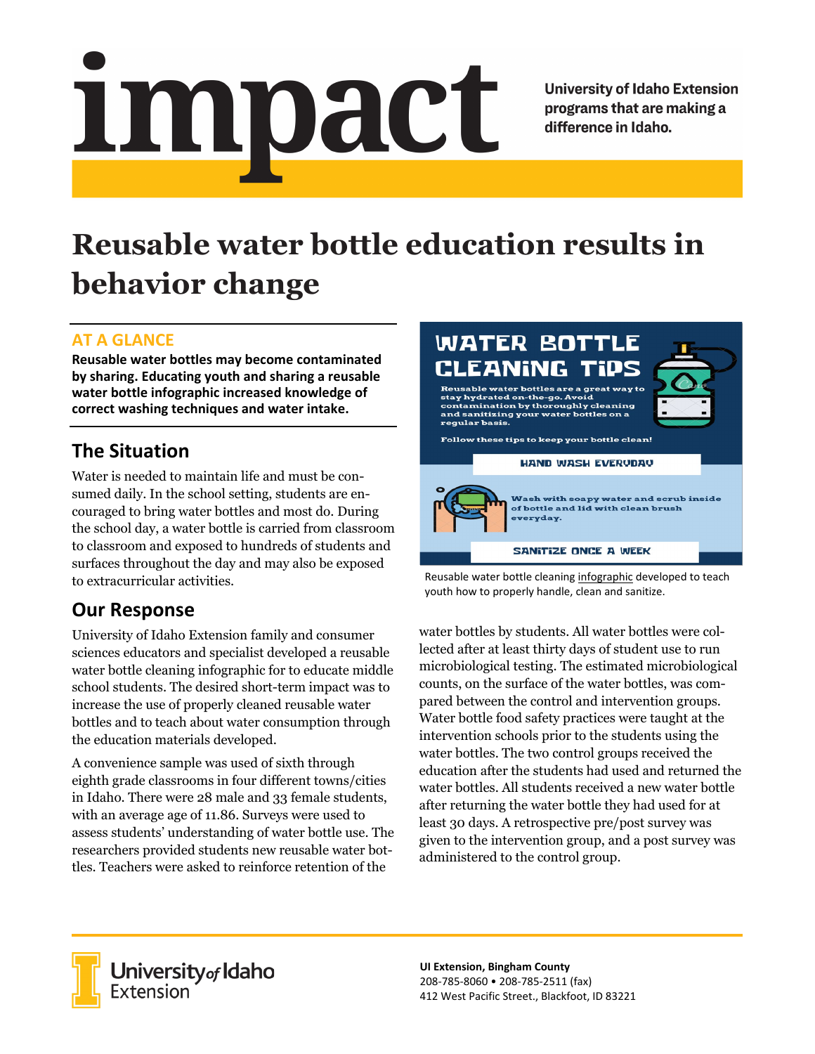# impact

University of Idaho Extension programs that are making a difference in Idaho.

# Reusable water bottle education results in behavior change

## AT A GLANCE

**Reusable water bottles may become contaminated by sharing. Educating youth and sharing a reusable water bottle infographic increased knowledge of correct washing techniques and water intake.**

## The Situation

Water is needed to maintain life and must be consumed daily. In the school setting, students are encouraged to bring water bottles and most do. During the school day, a water bottle is carried from classroom to classroom and exposed to hundreds of students and surfaces throughout the day and may also be exposed to extracurricular activities.

## Our Response

University of Idaho Extension family and consumer sciences educators and specialist developed a reusable water bottle cleaning infographic for to educate middle school students. The desired short-term impact was to increase the use of properly cleaned reusable water bottles and to teach about water consumption through the education materials developed.

A convenience sample was used of sixth through eighth grade classrooms in four different towns/cities in Idaho. There were 28 male and 33 female students, with an average age of 11.86. Surveys were used to assess students' understanding of water bottle use. The researchers provided students new reusable water bottles. Teachers were asked to reinforce retention of the water bottles by students. All water bottles were collected after at least thirty days of student use to run microbiological testing. The estimated microbiological counts, on the surface of the water bottles, was compared between the control and intervention groups. Water bottle food safety practices were taught at the intervention schools prior to the students using the water bottles. The two control groups received the education after the students had used and returned the water bottles. All students received a new water bottle after returning the water bottle they had used for at least 30 days. A retrospective pre/post survey was given to the intervention group, and a post survey was administered to the control group.

WATER BOTTLE CLEANING TIPS

Reusable water bottles are a great way to stay hydrated on-the-go. Avoid contamination by thoroughly cleaning and sanitizing your water bottles on a regular basis.

Follow these tips to keep your bottle clean!

HAND WASH EVERYDAY

Wash with soapy water and scrub inside of bottle and lid with clean brush everyday.

SANITIZE ONCE A WEEK

Reusable water bottle cleaning infographic developed to teach youth how to properly handle, clean and sanitize.

**UI Extension, Bingham County**
208-785-8060 • 208-785-2511 (fax)
412 West Pacific Street., Blackfoot, ID 83221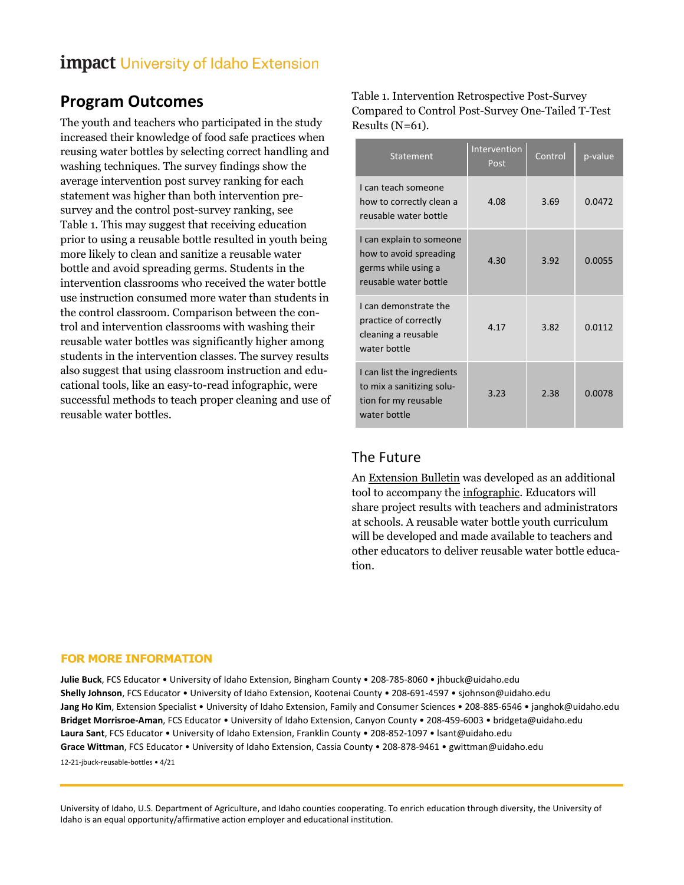## Program Outcomes

The youth and teachers who participated in the study increased their knowledge of food safe practices when reusing water bottles by selecting correct handling and washing techniques. The survey findings show the average intervention post survey ranking for each statement was higher than both intervention pre-survey and the control post-survey ranking, see Table 1. This may suggest that receiving education prior to using a reusable bottle resulted in youth being more likely to clean and sanitize a reusable water bottle and avoid spreading germs. Students in the intervention classrooms who received the water bottle use instruction consumed more water than students in the control classroom. Comparison between the control and intervention classrooms with washing their reusable water bottles was significantly higher among students in the intervention classes. The survey results also suggest that using classroom instruction and educational tools, like an easy-to-read infographic, were successful methods to teach proper cleaning and use of reusable water bottles.

Table 1. Intervention Retrospective Post-Survey Compared to Control Post-Survey One-Tailed T-Test Results (N=61).

| Statement | Intervention Post | Control | p-value |
|---|---|---|---|
| I can teach someone how to correctly clean a reusable water bottle | 4.08 | 3.69 | 0.0472 |
| I can explain to someone how to avoid spreading germs while using a reusable water bottle | 4.30 | 3.92 | 0.0055 |
| I can demonstrate the practice of correctly cleaning a reusable water bottle | 4.17 | 3.82 | 0.0112 |
| I can list the ingredients to mix a sanitizing solution for my reusable water bottle | 3.23 | 2.38 | 0.0078 |

## The Future

An Extension Bulletin was developed as an additional tool to accompany the infographic. Educators will share project results with teachers and administrators at schools. A reusable water bottle youth curriculum will be developed and made available to teachers and other educators to deliver reusable water bottle education.

### FOR MORE INFORMATION

**Julie Buck**, FCS Educator • University of Idaho Extension, Bingham County • 208-785-8060 • jhbuck@uidaho.edu
**Shelly Johnson**, FCS Educator • University of Idaho Extension, Kootenai County • 208-691-4597 • sjohnson@uidaho.edu
**Jang Ho Kim**, Extension Specialist • University of Idaho Extension, Family and Consumer Sciences • 208-885-6546 • janghok@uidaho.edu
**Bridget Morrisroe-Aman**, FCS Educator • University of Idaho Extension, Canyon County • 208-459-6003 • bridgeta@uidaho.edu
**Laura Sant**, FCS Educator • University of Idaho Extension, Franklin County • 208-852-1097 • lsant@uidaho.edu
**Grace Wittman**, FCS Educator • University of Idaho Extension, Cassia County • 208-878-9461 • gwittman@uidaho.edu

12-21-jbuck-reusable-bottles • 4/21

University of Idaho, U.S. Department of Agriculture, and Idaho counties cooperating. To enrich education through diversity, the University of Idaho is an equal opportunity/affirmative action employer and educational institution.